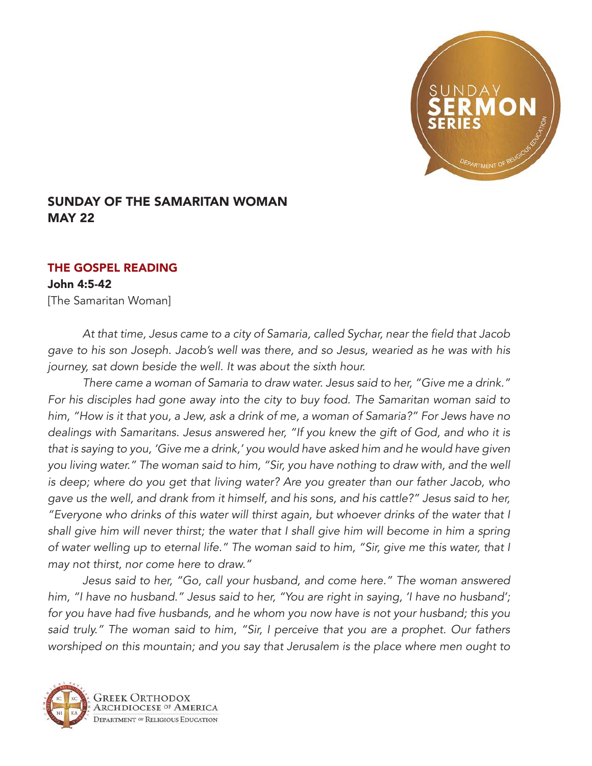## SUNDAY OF THE SAMARITAN WOMAN
## MAY 22

### THE GOSPEL READING

**John 4:5-42**
[The Samaritan Woman]

*At that time, Jesus came to a city of Samaria, called Sychar, near the field that Jacob gave to his son Joseph. Jacob's well was there, and so Jesus, wearied as he was with his journey, sat down beside the well. It was about the sixth hour.*

*There came a woman of Samaria to draw water. Jesus said to her, "Give me a drink." For his disciples had gone away into the city to buy food. The Samaritan woman said to him, "How is it that you, a Jew, ask a drink of me, a woman of Samaria?" For Jews have no dealings with Samaritans. Jesus answered her, "If you knew the gift of God, and who it is that is saying to you, 'Give me a drink,' you would have asked him and he would have given you living water." The woman said to him, "Sir, you have nothing to draw with, and the well is deep; where do you get that living water? Are you greater than our father Jacob, who gave us the well, and drank from it himself, and his sons, and his cattle?" Jesus said to her, "Everyone who drinks of this water will thirst again, but whoever drinks of the water that I shall give him will never thirst; the water that I shall give him will become in him a spring of water welling up to eternal life." The woman said to him, "Sir, give me this water, that I may not thirst, nor come here to draw."*

*Jesus said to her, "Go, call your husband, and come here." The woman answered him, "I have no husband." Jesus said to her, "You are right in saying, 'I have no husband'; for you have had five husbands, and he whom you now have is not your husband; this you said truly." The woman said to him, "Sir, I perceive that you are a prophet. Our fathers worshiped on this mountain; and you say that Jerusalem is the place where men ought to*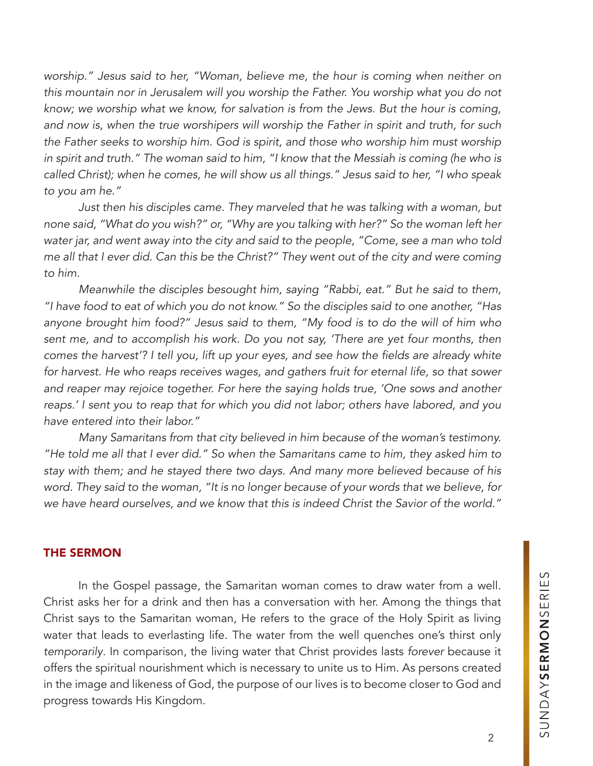*worship." Jesus said to her, "Woman, believe me, the hour is coming when neither on this mountain nor in Jerusalem will you worship the Father. You worship what you do not know; we worship what we know, for salvation is from the Jews. But the hour is coming, and now is, when the true worshipers will worship the Father in spirit and truth, for such the Father seeks to worship him. God is spirit, and those who worship him must worship in spirit and truth." The woman said to him, "I know that the Messiah is coming (he who is called Christ); when he comes, he will show us all things." Jesus said to her, "I who speak to you am he."*

*Just then his disciples came. They marveled that he was talking with a woman, but none said, "What do you wish?" or, "Why are you talking with her?" So the woman left her water jar, and went away into the city and said to the people, "Come, see a man who told me all that I ever did. Can this be the Christ?" They went out of the city and were coming to him.*

*Meanwhile the disciples besought him, saying "Rabbi, eat." But he said to them, "I have food to eat of which you do not know." So the disciples said to one another, "Has anyone brought him food?" Jesus said to them, "My food is to do the will of him who sent me, and to accomplish his work. Do you not say, 'There are yet four months, then comes the harvest'? I tell you, lift up your eyes, and see how the fields are already white for harvest. He who reaps receives wages, and gathers fruit for eternal life, so that sower and reaper may rejoice together. For here the saying holds true, 'One sows and another reaps.' I sent you to reap that for which you did not labor; others have labored, and you have entered into their labor."*

*Many Samaritans from that city believed in him because of the woman's testimony. "He told me all that I ever did." So when the Samaritans came to him, they asked him to stay with them; and he stayed there two days. And many more believed because of his word. They said to the woman, "It is no longer because of your words that we believe, for we have heard ourselves, and we know that this is indeed Christ the Savior of the world."*

## THE SERMON

In the Gospel passage, the Samaritan woman comes to draw water from a well. Christ asks her for a drink and then has a conversation with her. Among the things that Christ says to the Samaritan woman, He refers to the grace of the Holy Spirit as living water that leads to everlasting life. The water from the well quenches one's thirst only *temporarily*. In comparison, the living water that Christ provides lasts *forever* because it offers the spiritual nourishment which is necessary to unite us to Him. As persons created in the image and likeness of God, the purpose of our lives is to become closer to God and progress towards His Kingdom.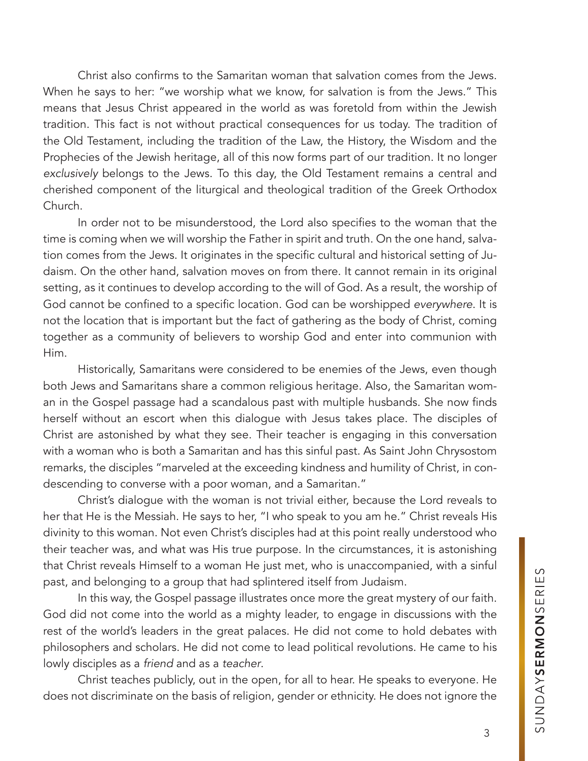Christ also confirms to the Samaritan woman that salvation comes from the Jews. When he says to her: "we worship what we know, for salvation is from the Jews." This means that Jesus Christ appeared in the world as was foretold from within the Jewish tradition. This fact is not without practical consequences for us today. The tradition of the Old Testament, including the tradition of the Law, the History, the Wisdom and the Prophecies of the Jewish heritage, all of this now forms part of our tradition. It no longer *exclusively* belongs to the Jews. To this day, the Old Testament remains a central and cherished component of the liturgical and theological tradition of the Greek Orthodox Church.

In order not to be misunderstood, the Lord also specifies to the woman that the time is coming when we will worship the Father in spirit and truth. On the one hand, salvation comes from the Jews. It originates in the specific cultural and historical setting of Judaism. On the other hand, salvation moves on from there. It cannot remain in its original setting, as it continues to develop according to the will of God. As a result, the worship of God cannot be confined to a specific location. God can be worshipped *everywhere*. It is not the location that is important but the fact of gathering as the body of Christ, coming together as a community of believers to worship God and enter into communion with Him.

Historically, Samaritans were considered to be enemies of the Jews, even though both Jews and Samaritans share a common religious heritage. Also, the Samaritan woman in the Gospel passage had a scandalous past with multiple husbands. She now finds herself without an escort when this dialogue with Jesus takes place. The disciples of Christ are astonished by what they see. Their teacher is engaging in this conversation with a woman who is both a Samaritan and has this sinful past. As Saint John Chrysostom remarks, the disciples "marveled at the exceeding kindness and humility of Christ, in condescending to converse with a poor woman, and a Samaritan."

Christ's dialogue with the woman is not trivial either, because the Lord reveals to her that He is the Messiah. He says to her, "I who speak to you am he." Christ reveals His divinity to this woman. Not even Christ's disciples had at this point really understood who their teacher was, and what was His true purpose. In the circumstances, it is astonishing that Christ reveals Himself to a woman He just met, who is unaccompanied, with a sinful past, and belonging to a group that had splintered itself from Judaism.

In this way, the Gospel passage illustrates once more the great mystery of our faith. God did not come into the world as a mighty leader, to engage in discussions with the rest of the world's leaders in the great palaces. He did not come to hold debates with philosophers and scholars. He did not come to lead political revolutions. He came to his lowly disciples as a *friend* and as a *teacher*.

Christ teaches publicly, out in the open, for all to hear. He speaks to everyone. He does not discriminate on the basis of religion, gender or ethnicity. He does not ignore the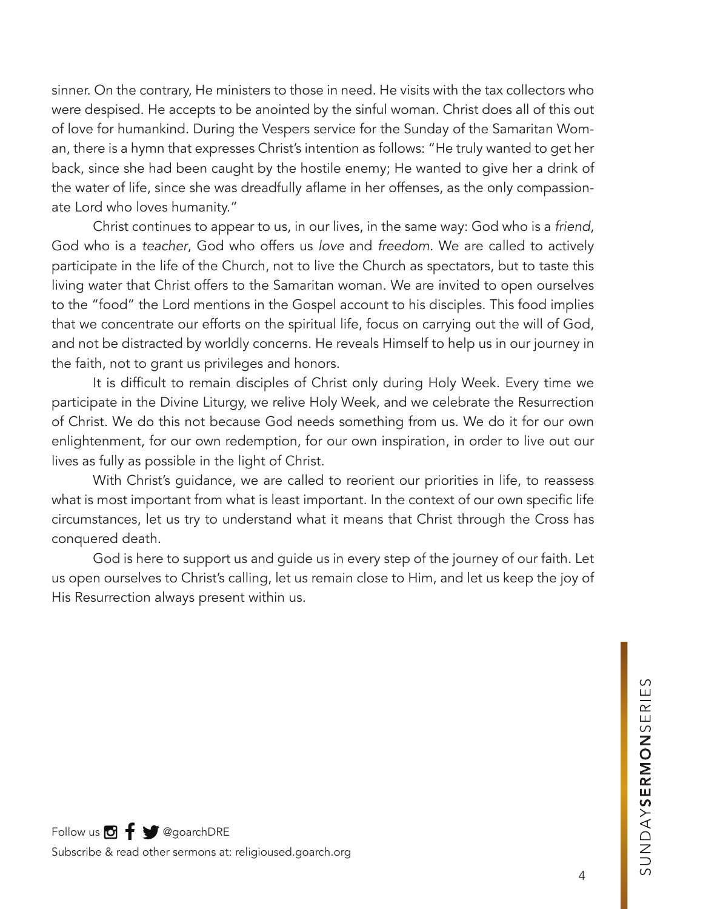sinner. On the contrary, He ministers to those in need. He visits with the tax collectors who were despised. He accepts to be anointed by the sinful woman. Christ does all of this out of love for humankind. During the Vespers service for the Sunday of the Samaritan Woman, there is a hymn that expresses Christ's intention as follows: "He truly wanted to get her back, since she had been caught by the hostile enemy; He wanted to give her a drink of the water of life, since she was dreadfully aflame in her offenses, as the only compassionate Lord who loves humanity."

Christ continues to appear to us, in our lives, in the same way: God who is a *friend*, God who is a *teacher*, God who offers us *love* and *freedom*. We are called to actively participate in the life of the Church, not to live the Church as spectators, but to taste this living water that Christ offers to the Samaritan woman. We are invited to open ourselves to the "food" the Lord mentions in the Gospel account to his disciples. This food implies that we concentrate our efforts on the spiritual life, focus on carrying out the will of God, and not be distracted by worldly concerns. He reveals Himself to help us in our journey in the faith, not to grant us privileges and honors.

It is difficult to remain disciples of Christ only during Holy Week. Every time we participate in the Divine Liturgy, we relive Holy Week, and we celebrate the Resurrection of Christ. We do this not because God needs something from us. We do it for our own enlightenment, for our own redemption, for our own inspiration, in order to live out our lives as fully as possible in the light of Christ.

With Christ's guidance, we are called to reorient our priorities in life, to reassess what is most important from what is least important. In the context of our own specific life circumstances, let us try to understand what it means that Christ through the Cross has conquered death.

God is here to support us and guide us in every step of the journey of our faith. Let us open ourselves to Christ's calling, let us remain close to Him, and let us keep the joy of His Resurrection always present within us.

Follow us @goarchDRE

Subscribe & read other sermons at: religioused.goarch.org